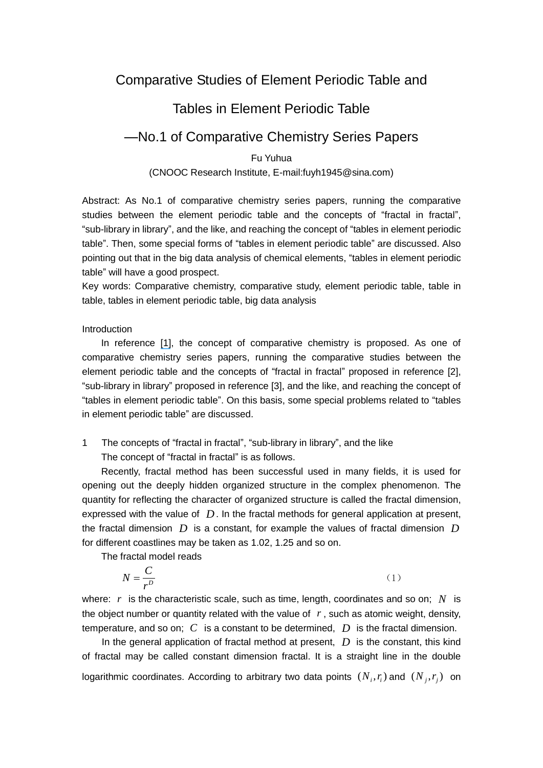# Comparative Studies of Element Periodic Table and Tables in Element Periodic Table

## —No.1 of Comparative Chemistry Series Papers

Fu Yuhua

(CNOOC Research Institute, E-mail:fuyh1945@sina.com)

Abstract: As No.1 of comparative chemistry series papers, running the comparative studies between the element periodic table and the concepts of "fractal in fractal", "sub-library in library", and the like, and reaching the concept of "tables in element periodic table". Then, some special forms of "tables in element periodic table" are discussed. Also pointing out that in the big data analysis of chemical elements, "tables in element periodic table" will have a good prospect.

Key words: Comparative chemistry, comparative study, element periodic table, table in table, tables in element periodic table, big data analysis

## Introduction

In reference [1], the concept of comparative chemistry is proposed. As one of comparative chemistry series papers, running the comparative studies between the element periodic table and the concepts of "fractal in fractal" proposed in reference [2], "sub-library in library" proposed in reference [3], and the like, and reaching the concept of "tables in element periodic table". On this basis, some special problems related to "tables in element periodic table" are discussed.

## 1 The concepts of "fractal in fractal", "sub-library in library", and the like

The concept of "fractal in fractal" is as follows.

Recently, fractal method has been successful used in many fields, it is used for opening out the deeply hidden organized structure in the complex phenomenon. The quantity for reflecting the character of organized structure is called the fractal dimension, expressed with the value of $D$. In the fractal methods for general application at present, the fractal dimension $D$ is a constant, for example the values of fractal dimension $D$ for different coastlines may be taken as 1.02, 1.25 and so on.

The fractal model reads

$$N = \frac{C}{r^D} \tag{1}$$

where: $r$ is the characteristic scale, such as time, length, coordinates and so on; $N$ is the object number or quantity related with the value of $r$, such as atomic weight, density, temperature, and so on; $C$ is a constant to be determined, $D$ is the fractal dimension.

In the general application of fractal method at present, $D$ is the constant, this kind of fractal may be called constant dimension fractal. It is a straight line in the double logarithmic coordinates. According to arbitrary two data points $(N_i, r_i)$ and $(N_j, r_j)$ on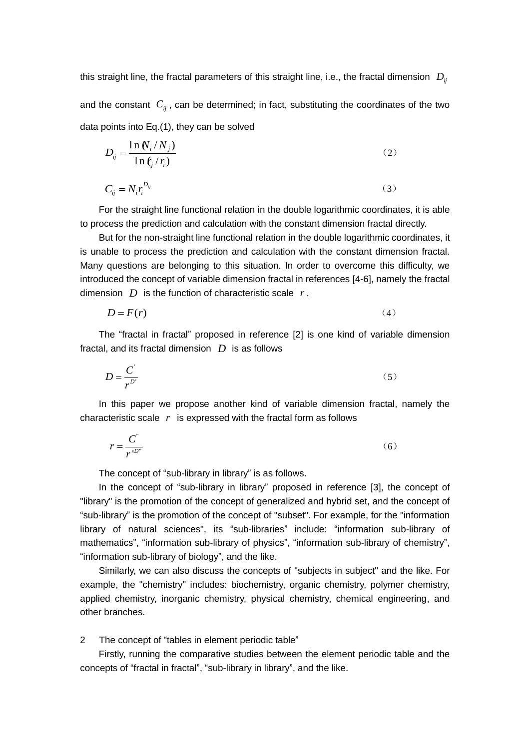this straight line, the fractal parameters of this straight line, i.e., the fractal dimension $D_{ij}$ and the constant $C_{ij}$, can be determined; in fact, substituting the coordinates of the two data points into Eq.(1), they can be solved

$$D_{ij} = \frac{\ln(N_i / N_j)}{\ln(r_j / r_i)} \tag{2}$$

$$C_{ij} = N_i r_i^{D_{ij}} \tag{3}$$

For the straight line functional relation in the double logarithmic coordinates, it is able to process the prediction and calculation with the constant dimension fractal directly.

But for the non-straight line functional relation in the double logarithmic coordinates, it is unable to process the prediction and calculation with the constant dimension fractal. Many questions are belonging to this situation. In order to overcome this difficulty, we introduced the concept of variable dimension fractal in references [4-6], namely the fractal dimension $D$ is the function of characteristic scale $r$.

$$D = F(r) \tag{4}$$

The “fractal in fractal” proposed in reference [2] is one kind of variable dimension fractal, and its fractal dimension $D$ is as follows

$$D = \frac{C'}{r^{D'}} \tag{5}$$

In this paper we propose another kind of variable dimension fractal, namely the characteristic scale $r$ is expressed with the fractal form as follows

$$r = \frac{C''}{r'^{D''}} \tag{6}$$

The concept of “sub-library in library” is as follows.

In the concept of “sub-library in library” proposed in reference [3], the concept of "library" is the promotion of the concept of generalized and hybrid set, and the concept of “sub-library” is the promotion of the concept of "subset". For example, for the "information library of natural sciences", its “sub-libraries” include: “information sub-library of mathematics”, “information sub-library of physics”, “information sub-library of chemistry”, “information sub-library of biology”, and the like.

Similarly, we can also discuss the concepts of "subjects in subject" and the like. For example, the "chemistry" includes: biochemistry, organic chemistry, polymer chemistry, applied chemistry, inorganic chemistry, physical chemistry, chemical engineering, and other branches.

## 2 The concept of “tables in element periodic table”

Firstly, running the comparative studies between the element periodic table and the concepts of “fractal in fractal”, “sub-library in library”, and the like.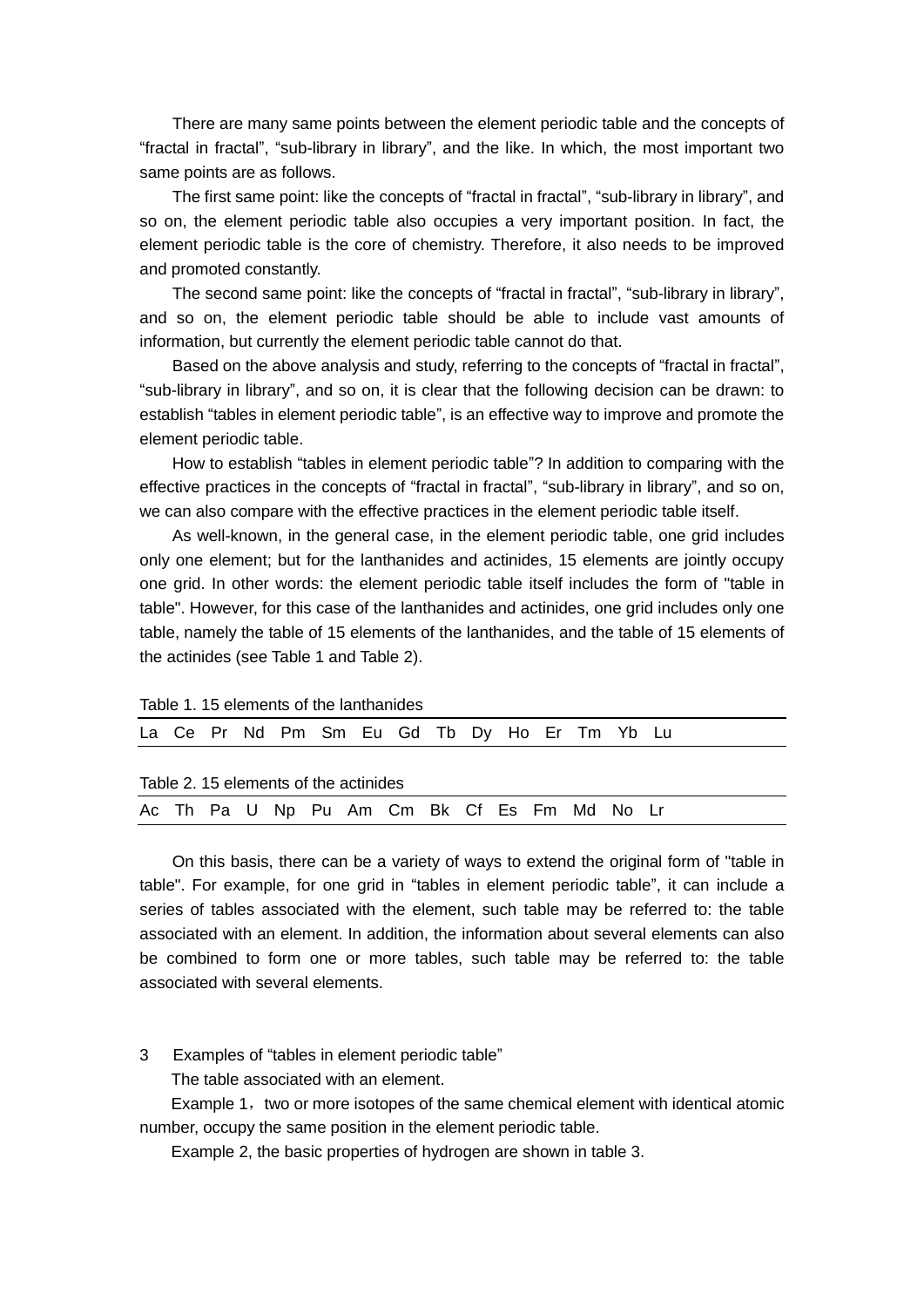There are many same points between the element periodic table and the concepts of "fractal in fractal", "sub-library in library", and the like. In which, the most important two same points are as follows.

The first same point: like the concepts of "fractal in fractal", "sub-library in library", and so on, the element periodic table also occupies a very important position. In fact, the element periodic table is the core of chemistry. Therefore, it also needs to be improved and promoted constantly.

The second same point: like the concepts of "fractal in fractal", "sub-library in library", and so on, the element periodic table should be able to include vast amounts of information, but currently the element periodic table cannot do that.

Based on the above analysis and study, referring to the concepts of "fractal in fractal", "sub-library in library", and so on, it is clear that the following decision can be drawn: to establish "tables in element periodic table", is an effective way to improve and promote the element periodic table.

How to establish "tables in element periodic table"? In addition to comparing with the effective practices in the concepts of "fractal in fractal", "sub-library in library", and so on, we can also compare with the effective practices in the element periodic table itself.

As well-known, in the general case, in the element periodic table, one grid includes only one element; but for the lanthanides and actinides, 15 elements are jointly occupy one grid. In other words: the element periodic table itself includes the form of "table in table". However, for this case of the lanthanides and actinides, one grid includes only one table, namely the table of 15 elements of the lanthanides, and the table of 15 elements of the actinides (see Table 1 and Table 2).

Table 1. 15 elements of the lanthanides

| La | Ce | Pr | Nd | Pm | Sm | Eu | Gd | Tb | Dy | Ho | Er | Tm | Yb | Lu |
|---|---|---|---|---|---|---|---|---|---|---|---|---|---|---|

Table 2. 15 elements of the actinides

| Ac | Th | Pa | U | Np | Pu | Am | Cm | Bk | Cf | Es | Fm | Md | No | Lr |
|---|---|---|---|---|---|---|---|---|---|---|---|---|---|---|

On this basis, there can be a variety of ways to extend the original form of "table in table". For example, for one grid in "tables in element periodic table", it can include a series of tables associated with the element, such table may be referred to: the table associated with an element. In addition, the information about several elements can also be combined to form one or more tables, such table may be referred to: the table associated with several elements.

## 3 Examples of "tables in element periodic table"

The table associated with an element.

Example 1, two or more isotopes of the same chemical element with identical atomic number, occupy the same position in the element periodic table.

Example 2, the basic properties of hydrogen are shown in table 3.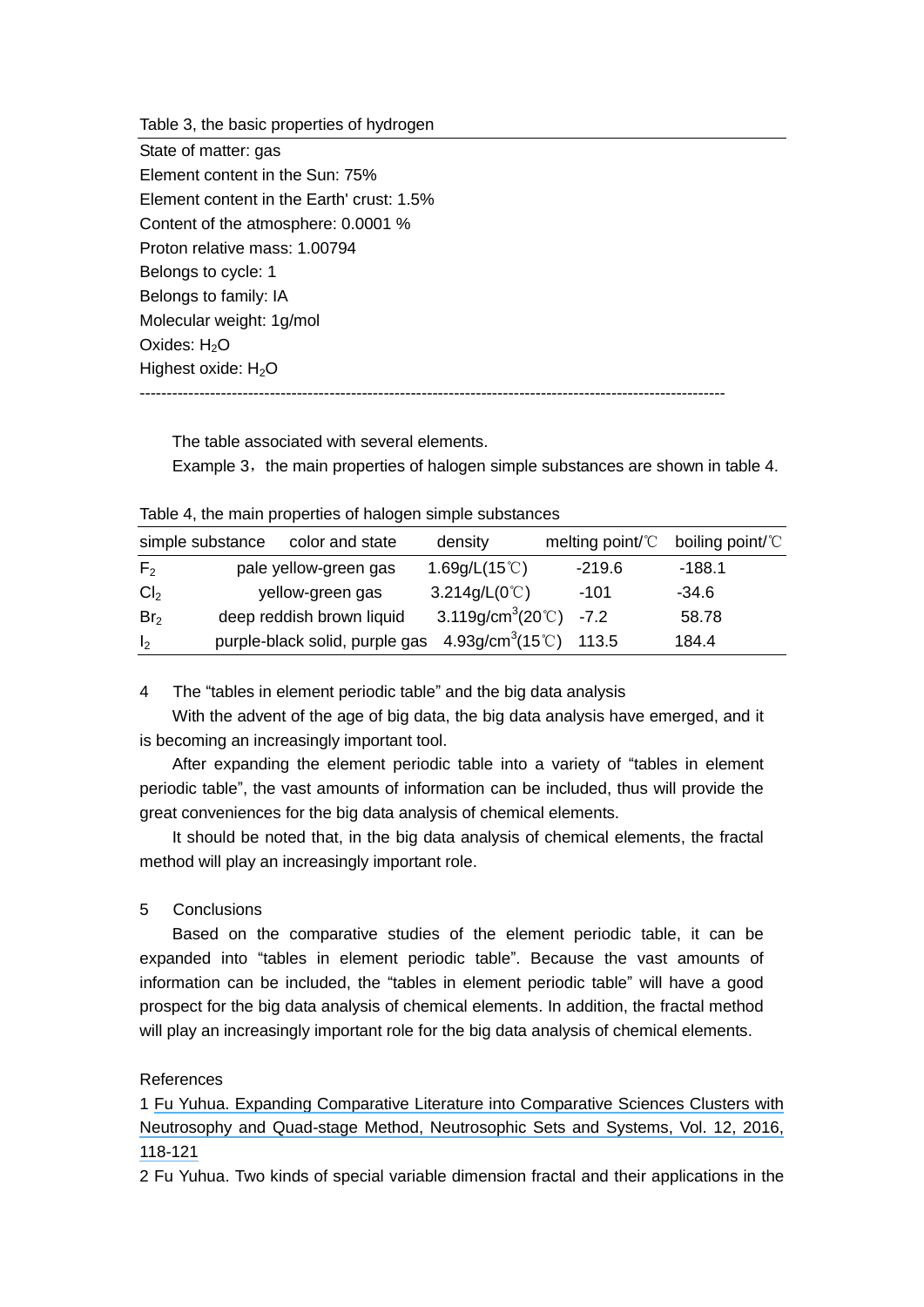Table 3, the basic properties of hydrogen

State of matter: gas
Element content in the Sun: 75%
Element content in the Earth' crust: 1.5%
Content of the atmosphere: 0.0001 %
Proton relative mass: 1.00794
Belongs to cycle: 1
Belongs to family: IA
Molecular weight: 1g/mol
Oxides: $H_2O$
Highest oxide: $H_2O$

---

The table associated with several elements.

Example 3，the main properties of halogen simple substances are shown in table 4.

Table 4, the main properties of halogen simple substances

| simple substance | color and state | density | melting point/℃ | boiling point/℃ |
|---|---|---|---|---|
| $F_2$ | pale yellow-green gas | 1.69g/L(15℃) | -219.6 | -188.1 |
| $Cl_2$ | yellow-green gas | 3.214g/L(0℃) | -101 | -34.6 |
| $Br_2$ | deep reddish brown liquid | 3.119g/cm$^3$(20℃) | -7.2 | 58.78 |
| $I_2$ | purple-black solid, purple gas | 4.93g/cm$^3$(15℃) | 113.5 | 184.4 |

## 4 The “tables in element periodic table” and the big data analysis

With the advent of the age of big data, the big data analysis have emerged, and it is becoming an increasingly important tool.

After expanding the element periodic table into a variety of “tables in element periodic table”, the vast amounts of information can be included, thus will provide the great conveniences for the big data analysis of chemical elements.

It should be noted that, in the big data analysis of chemical elements, the fractal method will play an increasingly important role.

## 5 Conclusions

Based on the comparative studies of the element periodic table, it can be expanded into “tables in element periodic table”. Because the vast amounts of information can be included, the “tables in element periodic table” will have a good prospect for the big data analysis of chemical elements. In addition, the fractal method will play an increasingly important role for the big data analysis of chemical elements.

## References

1 Fu Yuhua. Expanding Comparative Literature into Comparative Sciences Clusters with Neutrosophy and Quad-stage Method, Neutrosophic Sets and Systems, Vol. 12, 2016, 118-121

2 Fu Yuhua. Two kinds of special variable dimension fractal and their applications in the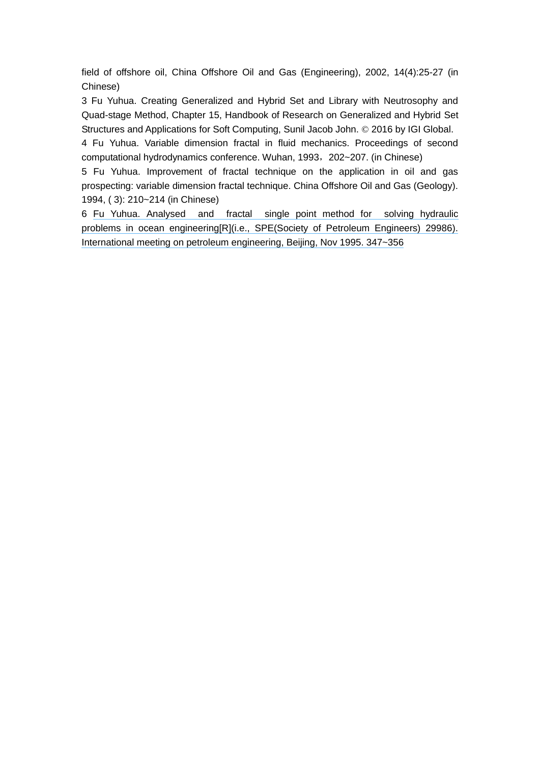field of offshore oil, China Offshore Oil and Gas (Engineering), 2002, 14(4):25-27 (in Chinese)

3 Fu Yuhua. Creating Generalized and Hybrid Set and Library with Neutrosophy and Quad-stage Method, Chapter 15, Handbook of Research on Generalized and Hybrid Set Structures and Applications for Soft Computing, Sunil Jacob John. © 2016 by IGI Global.

4 Fu Yuhua. Variable dimension fractal in fluid mechanics. Proceedings of second computational hydrodynamics conference. Wuhan, 1993，202~207. (in Chinese)

5 Fu Yuhua. Improvement of fractal technique on the application in oil and gas prospecting: variable dimension fractal technique. China Offshore Oil and Gas (Geology). 1994, ( 3): 210~214 (in Chinese)

6 Fu Yuhua. Analysed and fractal single point method for solving hydraulic problems in ocean engineering[R](i.e., SPE(Society of Petroleum Engineers) 29986). International meeting on petroleum engineering, Beijing, Nov 1995. 347~356